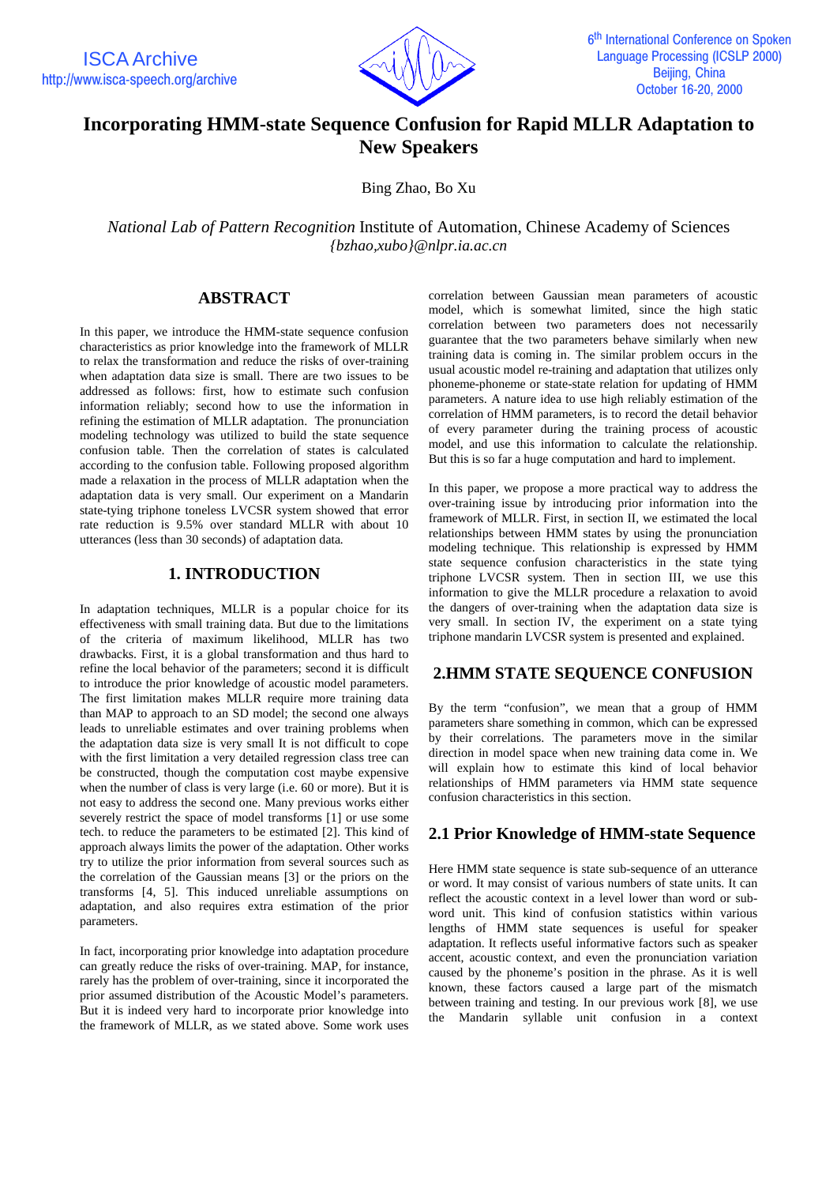# Incorporating HMM-state Sequence Confusion for Rapid MLLR Adaptation to New Speakers

Bing Zhao, Bo Xu

*National Lab of Pattern Recognition* Institute of Automation, Chinese Academy of Sciences
*{bzhao,xubo}@nlpr.ia.ac.cn*

## ABSTRACT

In this paper, we introduce the HMM-state sequence confusion characteristics as prior knowledge into the framework of MLLR to relax the transformation and reduce the risks of over-training when adaptation data size is small. There are two issues to be addressed as follows: first, how to estimate such confusion information reliably; second how to use the information in refining the estimation of MLLR adaptation. The pronunciation modeling technology was utilized to build the state sequence confusion table. Then the correlation of states is calculated according to the confusion table. Following proposed algorithm made a relaxation in the process of MLLR adaptation when the adaptation data is very small. Our experiment on a Mandarin state-tying triphone toneless LVCSR system showed that error rate reduction is 9.5% over standard MLLR with about 10 utterances (less than 30 seconds) of adaptation data.

## 1. INTRODUCTION

In adaptation techniques, MLLR is a popular choice for its effectiveness with small training data. But due to the limitations of the criteria of maximum likelihood, MLLR has two drawbacks. First, it is a global transformation and thus hard to refine the local behavior of the parameters; second it is difficult to introduce the prior knowledge of acoustic model parameters. The first limitation makes MLLR require more training data than MAP to approach to an SD model; the second one always leads to unreliable estimates and over training problems when the adaptation data size is very small It is not difficult to cope with the first limitation a very detailed regression class tree can be constructed, though the computation cost maybe expensive when the number of class is very large (i.e. 60 or more). But it is not easy to address the second one. Many previous works either severely restrict the space of model transforms [1] or use some tech. to reduce the parameters to be estimated [2]. This kind of approach always limits the power of the adaptation. Other works try to utilize the prior information from several sources such as the correlation of the Gaussian means [3] or the priors on the transforms [4, 5]. This induced unreliable assumptions on adaptation, and also requires extra estimation of the prior parameters.

In fact, incorporating prior knowledge into adaptation procedure can greatly reduce the risks of over-training. MAP, for instance, rarely has the problem of over-training, since it incorporated the prior assumed distribution of the Acoustic Model's parameters. But it is indeed very hard to incorporate prior knowledge into the framework of MLLR, as we stated above. Some work uses correlation between Gaussian mean parameters of acoustic model, which is somewhat limited, since the high static correlation between two parameters does not necessarily guarantee that the two parameters behave similarly when new training data is coming in. The similar problem occurs in the usual acoustic model re-training and adaptation that utilizes only phoneme-phoneme or state-state relation for updating of HMM parameters. A nature idea to use high reliably estimation of the correlation of HMM parameters, is to record the detail behavior of every parameter during the training process of acoustic model, and use this information to calculate the relationship. But this is so far a huge computation and hard to implement.

In this paper, we propose a more practical way to address the over-training issue by introducing prior information into the framework of MLLR. First, in section II, we estimated the local relationships between HMM states by using the pronunciation modeling technique. This relationship is expressed by HMM state sequence confusion characteristics in the state tying triphone LVCSR system. Then in section III, we use this information to give the MLLR procedure a relaxation to avoid the dangers of over-training when the adaptation data size is very small. In section IV, the experiment on a state tying triphone mandarin LVCSR system is presented and explained.

## 2.HMM STATE SEQUENCE CONFUSION

By the term "confusion", we mean that a group of HMM parameters share something in common, which can be expressed by their correlations. The parameters move in the similar direction in model space when new training data come in. We will explain how to estimate this kind of local behavior relationships of HMM parameters via HMM state sequence confusion characteristics in this section.

## 2.1 Prior Knowledge of HMM-state Sequence

Here HMM state sequence is state sub-sequence of an utterance or word. It may consist of various numbers of state units. It can reflect the acoustic context in a level lower than word or sub-word unit. This kind of confusion statistics within various lengths of HMM state sequences is useful for speaker adaptation. It reflects useful informative factors such as speaker accent, acoustic context, and even the pronunciation variation caused by the phoneme's position in the phrase. As it is well known, these factors caused a large part of the mismatch between training and testing. In our previous work [8], we use the Mandarin syllable unit confusion in a context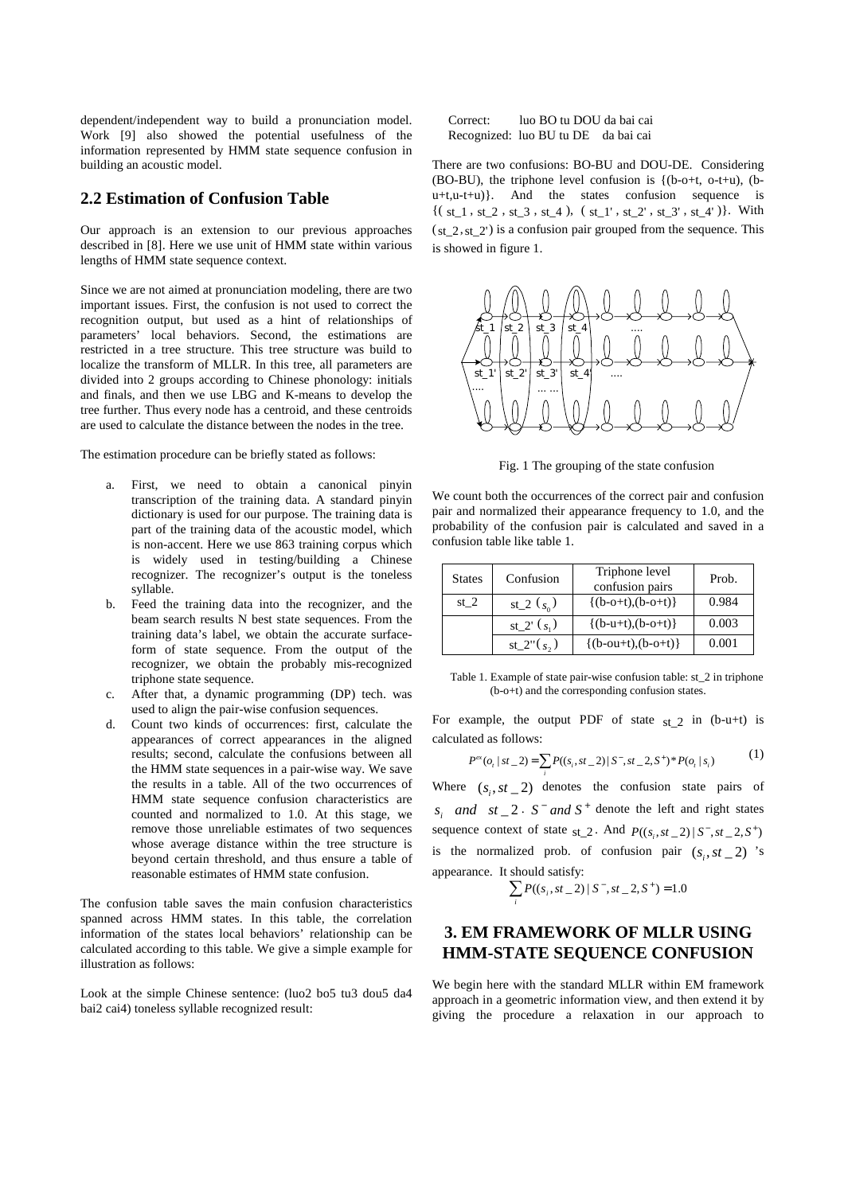dependent/independent way to build a pronunciation model. Work [9] also showed the potential usefulness of the information represented by HMM state sequence confusion in building an acoustic model.

## 2.2 Estimation of Confusion Table

Our approach is an extension to our previous approaches described in [8]. Here we use unit of HMM state within various lengths of HMM state sequence context.

Since we are not aimed at pronunciation modeling, there are two important issues. First, the confusion is not used to correct the recognition output, but used as a hint of relationships of parameters' local behaviors. Second, the estimations are restricted in a tree structure. This tree structure was build to localize the transform of MLLR. In this tree, all parameters are divided into 2 groups according to Chinese phonology: initials and finals, and then we use LBG and K-means to develop the tree further. Thus every node has a centroid, and these centroids are used to calculate the distance between the nodes in the tree.

The estimation procedure can be briefly stated as follows:

a. First, we need to obtain a canonical pinyin transcription of the training data. A standard pinyin dictionary is used for our purpose. The training data is part of the training data of the acoustic model, which is non-accent. Here we use 863 training corpus which is widely used in testing/building a Chinese recognizer. The recognizer's output is the toneless syllable.
b. Feed the training data into the recognizer, and the beam search results N best state sequences. From the training data's label, we obtain the accurate surface-form of state sequence. From the output of the recognizer, we obtain the probably mis-recognized triphone state sequence.
c. After that, a dynamic programming (DP) tech. was used to align the pair-wise confusion sequences.
d. Count two kinds of occurrences: first, calculate the appearances of correct appearances in the aligned results; second, calculate the confusions between all the HMM state sequences in a pair-wise way. We save the results in a table. All of the two occurrences of HMM state sequence confusion characteristics are counted and normalized to 1.0. At this stage, we remove those unreliable estimates of two sequences whose average distance within the tree structure is beyond certain threshold, and thus ensure a table of reasonable estimates of HMM state confusion.

The confusion table saves the main confusion characteristics spanned across HMM states. In this table, the correlation information of the states local behaviors' relationship can be calculated according to this table. We give a simple example for illustration as follows:

Look at the simple Chinese sentence: (luo2 bo5 tu3 dou5 da4 bai2 cai4) toneless syllable recognized result:

Correct: luo BO tu DOU da bai cai
Recognized: luo BU tu DE da bai cai

There are two confusions: BO-BU and DOU-DE. Considering (BO-BU), the triphone level confusion is {(b-o+t, o-t+u), (b-u+t,u-t+u)}. And the states confusion sequence is {( st_1 , st_2 , st_3 , st_4 ), ( st_1' , st_2' , st_3' , st_4' )}. With (st_2, st_2') is a confusion pair grouped from the sequence. This is showed in figure 1.

Fig. 1 The grouping of the state confusion

We count both the occurrences of the correct pair and confusion pair and normalized their appearance frequency to 1.0, and the probability of the confusion pair is calculated and saved in a confusion table like table 1.

| States | Confusion | Triphone level confusion pairs | Prob. |
|---|---|---|---|
| st_2 | st_2 ($s_0$) | {(b-o+t),(b-o+t)} | 0.984 |
| | st_2' ($s_1$) | {(b-u+t),(b-o+t)} | 0.003 |
| | st_2'' ($s_2$) | {(b-ou+t),(b-o+t)} | 0.001 |

Table 1. Example of state pair-wise confusion table: st_2 in triphone (b-o+t) and the corresponding confusion states.

For example, the output PDF of state st_2 in (b-u+t) is calculated as follows:

$$P^{ex}(o_t \mid st\_2) = \sum_i P((s_i, st\_2) \mid S^-, st\_2, S^+) * P(o_t \mid s_i) \qquad (1)$$

Where $(s_i, st\_2)$ denotes the confusion state pairs of $s_i$ *and* $st\_2$ . $S^-$ *and* $S^+$ denote the left and right states sequence context of state st_2. And $P((s_i, st\_2) \mid S^-, st\_2, S^+)$ is the normalized prob. of confusion pair $(s_i, st\_2)$ 's appearance. It should satisfy:

$$\sum_i P((s_i, st\_2) \mid S^-, st\_2, S^+) = 1.0$$

# 3. EM FRAMEWORK OF MLLR USING HMM-STATE SEQUENCE CONFUSION

We begin here with the standard MLLR within EM framework approach in a geometric information view, and then extend it by giving the procedure a relaxation in our approach to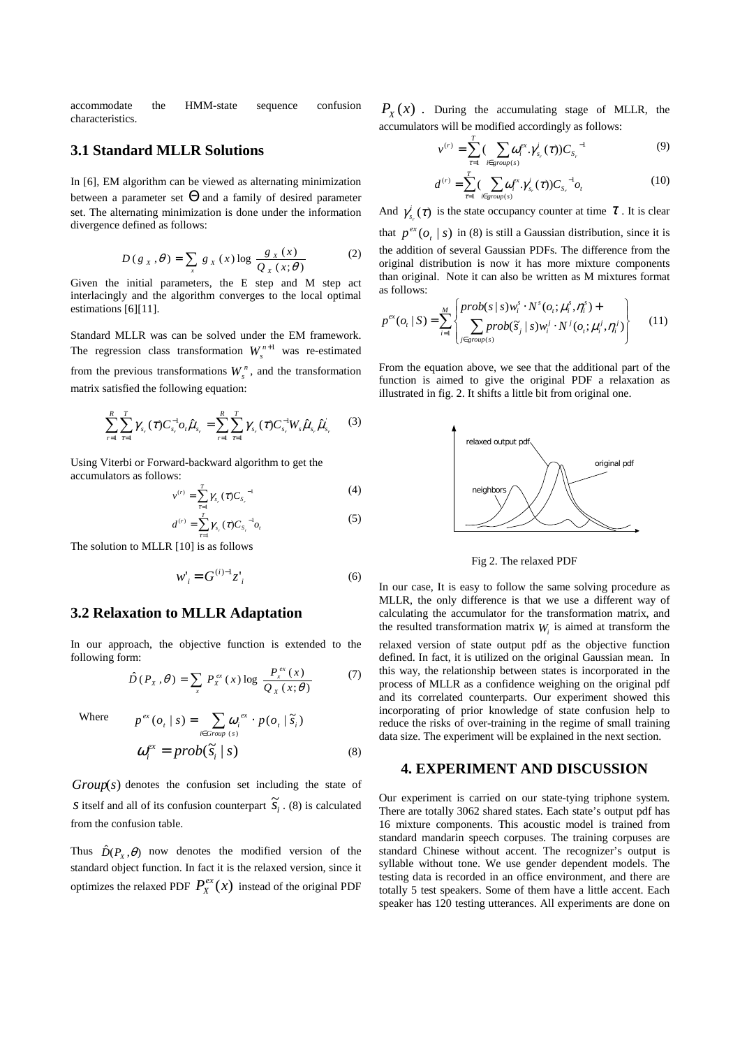accommodate the HMM-state sequence confusion characteristics.

### 3.1 Standard MLLR Solutions

In [6], EM algorithm can be viewed as alternating minimization between a parameter set $\Theta$ and a family of desired parameter set. The alternating minimization is done under the information divergence defined as follows:

$$D(g_X, \theta) = \sum_x g_X(x) \log \frac{g_X(x)}{Q_X(x;\theta)} \tag{2}$$

Given the initial parameters, the E step and M step act interlacingly and the algorithm converges to the local optimal estimations [6][11].

Standard MLLR was can be solved under the EM framework. The regression class transformation $W_s^{n+1}$ was re-estimated from the previous transformations $W_s^n$, and the transformation matrix satisfied the following equation:

$$\sum_{r=1}^{R}\sum_{\tau=1}^{T}\gamma_{s_r}(\tau)C_{s_r}^{-1}o_t\hat{\mu}_{s_r} = \sum_{r=1}^{R}\sum_{\tau=1}^{T}\gamma_{s_r}(\tau)C_{s_r}^{-1}W_s\hat{\mu}_{s_r}\hat{\mu}_{s_r}^{'} \tag{3}$$

Using Viterbi or Forward-backward algorithm to get the accumulators as follows:

$$v^{(r)} = \sum_{\tau=1}^{T}\gamma_{s_r}(\tau)C_{S_r}^{-1} \tag{4}$$

$$d^{(r)} = \sum_{\tau=1}^{T}\gamma_{s_r}(\tau)C_{S_r}^{-1}o_t \tag{5}$$

The solution to MLLR [10] is as follows

$$w'_i = G^{(i)-1}z'_i \tag{6}$$

### 3.2 Relaxation to MLLR Adaptation

In our approach, the objective function is extended to the following form:

$$\hat{D}(P_X, \theta) = \sum_x P_X^{ex}(x)\log\frac{P_x^{ex}(x)}{Q_X(x;\theta)} \tag{7}$$

Where $$p^{ex}(o_t \mid s) = \sum_{i \in Group(s)} \omega_i^{ex} \cdot p(o_t \mid \tilde{s}_i)$$

$$\omega_i^{ex} = prob(\tilde{s}_i \mid s) \tag{8}$$

$Group(s)$ denotes the confusion set including the state of $s$ itself and all of its confusion counterpart $\tilde{s}_i$. (8) is calculated from the confusion table.

Thus $\hat{D}(P_X,\theta)$ now denotes the modified version of the standard object function. In fact it is the relaxed version, since it optimizes the relaxed PDF $P_X^{ex}(x)$ instead of the original PDF $P_X(x)$. During the accumulating stage of MLLR, the accumulators will be modified accordingly as follows:

$$v^{(r)} = \sum_{\tau=1}^{T}\Big(\sum_{i\in group(s)}\omega_i^{ex}.\gamma_{s_r}^{i}(\tau)\Big)C_{S_r}^{-1} \tag{9}$$

$$d^{(r)} = \sum_{\tau=1}^{T}\Big(\sum_{i\in group(s)}\omega_i^{ex}.\gamma_{s_r}^{i}(\tau)\Big)C_{S_r}^{-1}o_t \tag{10}$$

And $\gamma_{s_r}^{i}(\tau)$ is the state occupancy counter at time $\tau$. It is clear that $p^{ex}(o_t \mid s)$ in (8) is still a Gaussian distribution, since it is the addition of several Gaussian PDFs. The difference from the original distribution is now it has more mixture components than original. Note it can also be written as M mixtures format as follows:

$$p^{ex}(o_t \mid S) = \sum_{i=1}^{M}\left\{\begin{array}{l} prob(s \mid s)w_i^s \cdot N^s(o_t;\mu_i^s,\eta_i^s) + \\ \sum_{j\in group(s)} prob(\tilde{s}_j \mid s)w_i^j \cdot N^j(o_t;\mu_i^j,\eta_i^j) \end{array}\right\} \tag{11}$$

From the equation above, we see that the additional part of the function is aimed to give the original PDF a relaxation as illustrated in fig. 2. It shifts a little bit from original one.

Fig 2. The relaxed PDF

In our case, It is easy to follow the same solving procedure as MLLR, the only difference is that we use a different way of calculating the accumulator for the transformation matrix, and the resulted transformation matrix $W_i$ is aimed at transform the relaxed version of state output pdf as the objective function defined. In fact, it is utilized on the original Gaussian mean. In this way, the relationship between states is incorporated in the process of MLLR as a confidence weighing on the original pdf and its correlated counterparts. Our experiment showed this incorporating of prior knowledge of state confusion help to reduce the risks of over-training in the regime of small training data size. The experiment will be explained in the next section.

## 4. EXPERIMENT AND DISCUSSION

Our experiment is carried on our state-tying triphone system. There are totally 3062 shared states. Each state's output pdf has 16 mixture components. This acoustic model is trained from standard mandarin speech corpuses. The training corpuses are standard Chinese without accent. The recognizer's output is syllable without tone. We use gender dependent models. The testing data is recorded in an office environment, and there are totally 5 test speakers. Some of them have a little accent. Each speaker has 120 testing utterances. All experiments are done on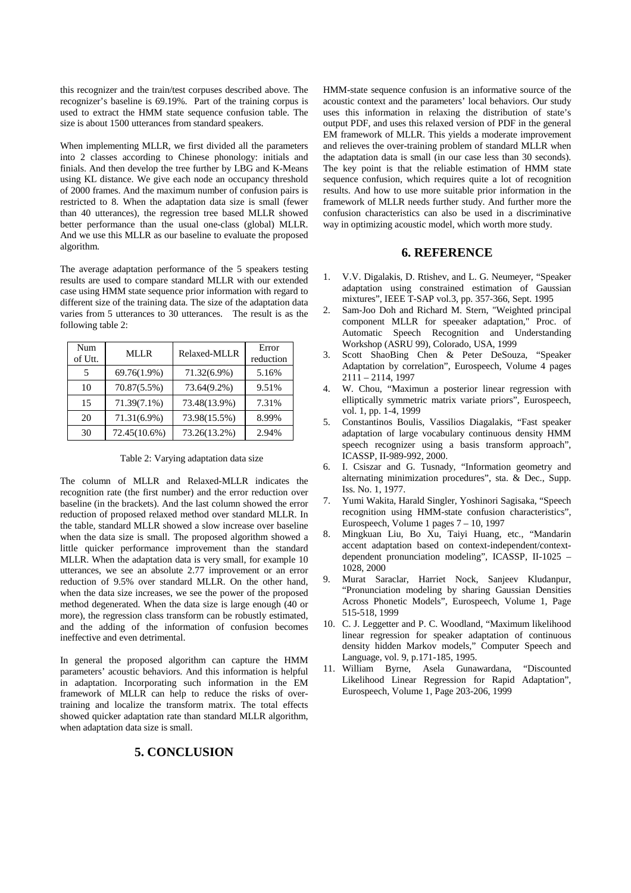this recognizer and the train/test corpuses described above. The recognizer's baseline is 69.19%. Part of the training corpus is used to extract the HMM state sequence confusion table. The size is about 1500 utterances from standard speakers.

When implementing MLLR, we first divided all the parameters into 2 classes according to Chinese phonology: initials and finials. And then develop the tree further by LBG and K-Means using KL distance. We give each node an occupancy threshold of 2000 frames. And the maximum number of confusion pairs is restricted to 8. When the adaptation data size is small (fewer than 40 utterances), the regression tree based MLLR showed better performance than the usual one-class (global) MLLR. And we use this MLLR as our baseline to evaluate the proposed algorithm.

The average adaptation performance of the 5 speakers testing results are used to compare standard MLLR with our extended case using HMM state sequence prior information with regard to different size of the training data. The size of the adaptation data varies from 5 utterances to 30 utterances. The result is as the following table 2:

| Num of Utt. | MLLR | Relaxed-MLLR | Error reduction |
|---|---|---|---|
| 5 | 69.76(1.9%) | 71.32(6.9%) | 5.16% |
| 10 | 70.87(5.5%) | 73.64(9.2%) | 9.51% |
| 15 | 71.39(7.1%) | 73.48(13.9%) | 7.31% |
| 20 | 71.31(6.9%) | 73.98(15.5%) | 8.99% |
| 30 | 72.45(10.6%) | 73.26(13.2%) | 2.94% |

Table 2: Varying adaptation data size

The column of MLLR and Relaxed-MLLR indicates the recognition rate (the first number) and the error reduction over baseline (in the brackets). And the last column showed the error reduction of proposed relaxed method over standard MLLR. In the table, standard MLLR showed a slow increase over baseline when the data size is small. The proposed algorithm showed a little quicker performance improvement than the standard MLLR. When the adaptation data is very small, for example 10 utterances, we see an absolute 2.77 improvement or an error reduction of 9.5% over standard MLLR. On the other hand, when the data size increases, we see the power of the proposed method degenerated. When the data size is large enough (40 or more), the regression class transform can be robustly estimated, and the adding of the information of confusion becomes ineffective and even detrimental.

In general the proposed algorithm can capture the HMM parameters' acoustic behaviors. And this information is helpful in adaptation. Incorporating such information in the EM framework of MLLR can help to reduce the risks of over-training and localize the transform matrix. The total effects showed quicker adaptation rate than standard MLLR algorithm, when adaptation data size is small.

## 5. CONCLUSION

HMM-state sequence confusion is an informative source of the acoustic context and the parameters' local behaviors. Our study uses this information in relaxing the distribution of state's output PDF, and uses this relaxed version of PDF in the general EM framework of MLLR. This yields a moderate improvement and relieves the over-training problem of standard MLLR when the adaptation data is small (in our case less than 30 seconds). The key point is that the reliable estimation of HMM state sequence confusion, which requires quite a lot of recognition results. And how to use more suitable prior information in the framework of MLLR needs further study. And further more the confusion characteristics can also be used in a discriminative way in optimizing acoustic model, which worth more study.

## 6. REFERENCE

1. V.V. Digalakis, D. Rtishev, and L. G. Neumeyer, "Speaker adaptation using constrained estimation of Gaussian mixtures", IEEE T-SAP vol.3, pp. 357-366, Sept. 1995
2. Sam-Joo Doh and Richard M. Stern, "Weighted principal component MLLR for speeaker adaptation," Proc. of Automatic Speech Recognition and Understanding Workshop (ASRU 99), Colorado, USA, 1999
3. Scott ShaoBing Chen & Peter DeSouza, "Speaker Adaptation by correlation", Eurospeech, Volume 4 pages 2111 – 2114, 1997
4. W. Chou, "Maximun a posterior linear regression with elliptically symmetric matrix variate priors", Eurospeech, vol. 1, pp. 1-4, 1999
5. Constantinos Boulis, Vassilios Diagalakis, "Fast speaker adaptation of large vocabulary continuous density HMM speech recognizer using a basis transform approach", ICASSP, II-989-992, 2000.
6. I. Csiszar and G. Tusnady, "Information geometry and alternating minimization procedures", sta. & Dec., Supp. Iss. No. 1, 1977.
7. Yumi Wakita, Harald Singler, Yoshinori Sagisaka, "Speech recognition using HMM-state confusion characteristics", Eurospeech, Volume 1 pages 7 – 10, 1997
8. Mingkuan Liu, Bo Xu, Taiyi Huang, etc., "Mandarin accent adaptation based on context-independent/context-dependent pronunciation modeling", ICASSP, II-1025 – 1028, 2000
9. Murat Saraclar, Harriet Nock, Sanjeev Kludanpur, "Pronunciation modeling by sharing Gaussian Densities Across Phonetic Models", Eurospeech, Volume 1, Page 515-518, 1999
10. C. J. Leggetter and P. C. Woodland, "Maximum likelihood linear regression for speaker adaptation of continuous density hidden Markov models," Computer Speech and Language, vol. 9, p.171-185, 1995.
11. William Byrne, Asela Gunawardana, "Discounted Likelihood Linear Regression for Rapid Adaptation", Eurospeech, Volume 1, Page 203-206, 1999